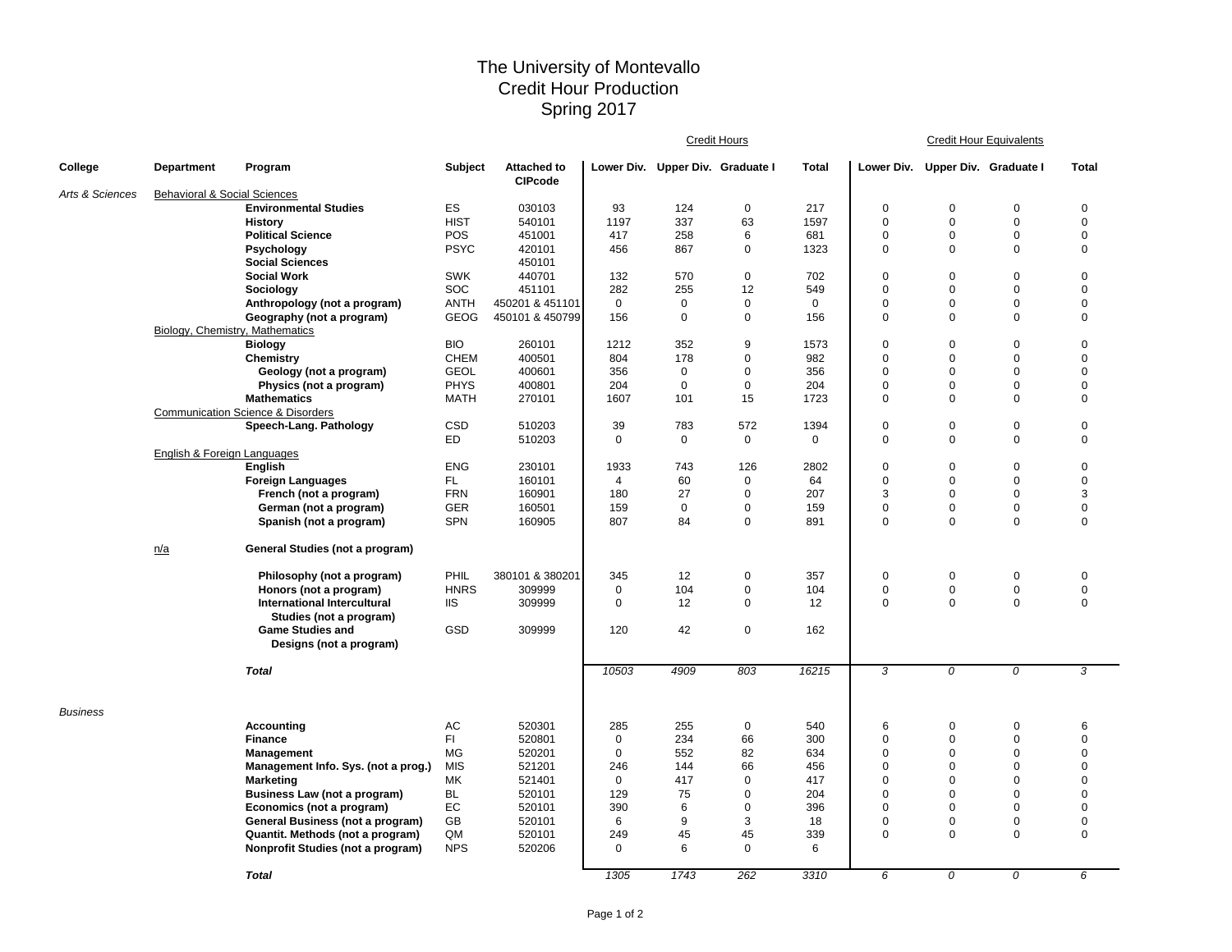# The University of Montevallo
# Credit Hour Production
# Spring 2017

| College | Department | Program | Subject | Attached to CIPcode | Credit Hours Lower Div. | Credit Hours Upper Div. | Credit Hours Graduate I | Credit Hours Total | Credit Hour Equivalents Lower Div. | Credit Hour Equivalents Upper Div. | Credit Hour Equivalents Graduate I | Credit Hour Equivalents Total |
|---|---|---|---|---|---|---|---|---|---|---|---|---|
| *Arts & Sciences* | Behavioral & Social Sciences | | | | | | | | | | | |
| | | **Environmental Studies** | ES | 030103 | 93 | 124 | 0 | 217 | 0 | 0 | 0 | 0 |
| | | **History** | HIST | 540101 | 1197 | 337 | 63 | 1597 | 0 | 0 | 0 | 0 |
| | | **Political Science** | POS | 451001 | 417 | 258 | 6 | 681 | 0 | 0 | 0 | 0 |
| | | **Psychology** | PSYC | 420101 | 456 | 867 | 0 | 1323 | 0 | 0 | 0 | 0 |
| | | **Social Sciences** | | 450101 | | | | | | | | |
| | | **Social Work** | SWK | 440701 | 132 | 570 | 0 | 702 | 0 | 0 | 0 | 0 |
| | | **Sociology** | SOC | 451101 | 282 | 255 | 12 | 549 | 0 | 0 | 0 | 0 |
| | | **Anthropology (not a program)** | ANTH | 450201 & 451101 | 0 | 0 | 0 | 0 | 0 | 0 | 0 | 0 |
| | | **Geography (not a program)** | GEOG | 450101 & 450799 | 156 | 0 | 0 | 156 | 0 | 0 | 0 | 0 |
| | Biology, Chemistry, Mathematics | | | | | | | | | | | |
| | | **Biology** | BIO | 260101 | 1212 | 352 | 9 | 1573 | 0 | 0 | 0 | 0 |
| | | **Chemistry** | CHEM | 400501 | 804 | 178 | 0 | 982 | 0 | 0 | 0 | 0 |
| | | **Geology (not a program)** | GEOL | 400601 | 356 | 0 | 0 | 356 | 0 | 0 | 0 | 0 |
| | | **Physics (not a program)** | PHYS | 400801 | 204 | 0 | 0 | 204 | 0 | 0 | 0 | 0 |
| | | **Mathematics** | MATH | 270101 | 1607 | 101 | 15 | 1723 | 0 | 0 | 0 | 0 |
| | Communication Science & Disorders | | | | | | | | | | | |
| | | **Speech-Lang. Pathology** | CSD | 510203 | 39 | 783 | 572 | 1394 | 0 | 0 | 0 | 0 |
| | | | ED | 510203 | 0 | 0 | 0 | 0 | 0 | 0 | 0 | 0 |
| | English & Foreign Languages | | | | | | | | | | | |
| | | **English** | ENG | 230101 | 1933 | 743 | 126 | 2802 | 0 | 0 | 0 | 0 |
| | | **Foreign Languages** | FL | 160101 | 4 | 60 | 0 | 64 | 0 | 0 | 0 | 0 |
| | | **French (not a program)** | FRN | 160901 | 180 | 27 | 0 | 207 | 3 | 0 | 0 | 3 |
| | | **German (not a program)** | GER | 160501 | 159 | 0 | 0 | 159 | 0 | 0 | 0 | 0 |
| | | **Spanish (not a program)** | SPN | 160905 | 807 | 84 | 0 | 891 | 0 | 0 | 0 | 0 |
| | n/a | **General Studies (not a program)** | | | | | | | | | | |
| | | **Philosophy (not a program)** | PHIL | 380101 & 380201 | 345 | 12 | 0 | 357 | 0 | 0 | 0 | 0 |
| | | **Honors (not a program)** | HNRS | 309999 | 0 | 104 | 0 | 104 | 0 | 0 | 0 | 0 |
| | | **International Intercultural Studies (not a program)** | IIS | 309999 | 0 | 12 | 0 | 12 | 0 | 0 | 0 | 0 |
| | | **Game Studies and Designs (not a program)** | GSD | 309999 | 120 | 42 | 0 | 162 | | | | |
| | | ***Total*** | | | *10503* | *4909* | *803* | *16215* | *3* | *0* | *0* | *3* |
| *Business* | | | | | | | | | | | | |
| | | **Accounting** | AC | 520301 | 285 | 255 | 0 | 540 | 6 | 0 | 0 | 6 |
| | | **Finance** | FI | 520801 | 0 | 234 | 66 | 300 | 0 | 0 | 0 | 0 |
| | | **Management** | MG | 520201 | 0 | 552 | 82 | 634 | 0 | 0 | 0 | 0 |
| | | **Management Info. Sys. (not a prog.)** | MIS | 521201 | 246 | 144 | 66 | 456 | 0 | 0 | 0 | 0 |
| | | **Marketing** | MK | 521401 | 0 | 417 | 0 | 417 | 0 | 0 | 0 | 0 |
| | | **Business Law (not a program)** | BL | 520101 | 129 | 75 | 0 | 204 | 0 | 0 | 0 | 0 |
| | | **Economics (not a program)** | EC | 520101 | 390 | 6 | 0 | 396 | 0 | 0 | 0 | 0 |
| | | **General Business (not a program)** | GB | 520101 | 6 | 9 | 3 | 18 | 0 | 0 | 0 | 0 |
| | | **Quantit. Methods (not a program)** | QM | 520101 | 249 | 45 | 45 | 339 | 0 | 0 | 0 | 0 |
| | | **Nonprofit Studies (not a program)** | NPS | 520206 | 0 | 6 | 0 | 6 | | | | |
| | | ***Total*** | | | *1305* | *1743* | *262* | *3310* | *6* | *0* | *0* | *6* |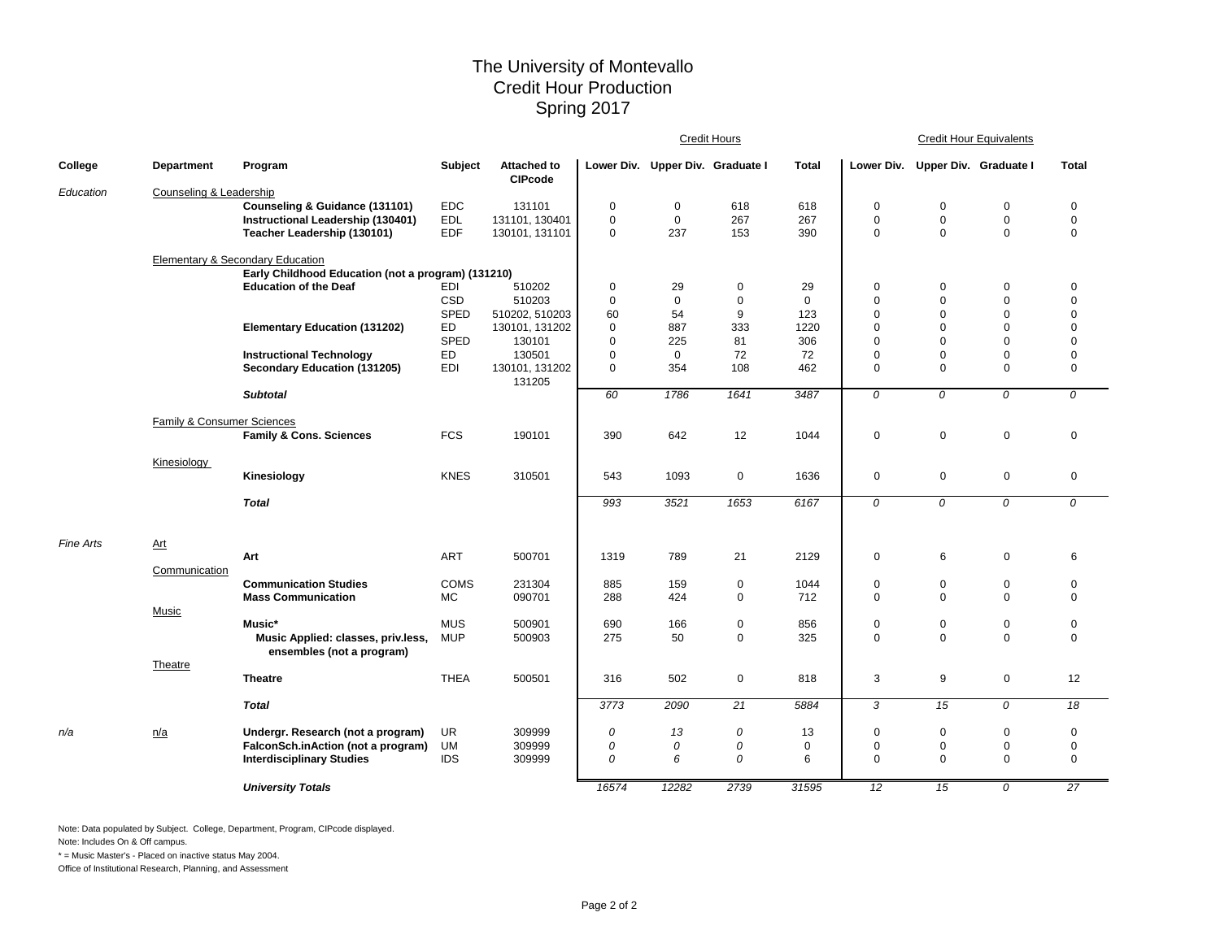# The University of Montevallo
## Credit Hour Production
## Spring 2017

| College | Department | Program | Subject | Attached to CIPcode | Credit Hours: Lower Div. | Credit Hours: Upper Div. | Credit Hours: Graduate I | Credit Hours: Total | Credit Hour Equivalents: Lower Div. | Credit Hour Equivalents: Upper Div. | Credit Hour Equivalents: Graduate I | Credit Hour Equivalents: Total |
|---|---|---|---|---|---|---|---|---|---|---|---|---|
| *Education* | Counseling & Leadership | | | | | | | | | | | |
| | | **Counseling & Guidance (131101)** | EDC | 131101 | 0 | 0 | 618 | 618 | 0 | 0 | 0 | 0 |
| | | **Instructional Leadership (130401)** | EDL | 131101, 130401 | 0 | 0 | 267 | 267 | 0 | 0 | 0 | 0 |
| | | **Teacher Leadership (130101)** | EDF | 130101, 131101 | 0 | 237 | 153 | 390 | 0 | 0 | 0 | 0 |
| | Elementary & Secondary Education | | | | | | | | | | | |
| | | **Early Childhood Education (not a program) (131210)** | | | | | | | | | | |
| | | **Education of the Deaf** | EDI | 510202 | 0 | 29 | 0 | 29 | 0 | 0 | 0 | 0 |
| | | | CSD | 510203 | 0 | 0 | 0 | 0 | 0 | 0 | 0 | 0 |
| | | | SPED | 510202, 510203 | 60 | 54 | 9 | 123 | 0 | 0 | 0 | 0 |
| | | **Elementary Education (131202)** | ED | 130101, 131202 | 0 | 887 | 333 | 1220 | 0 | 0 | 0 | 0 |
| | | | SPED | 130101 | 0 | 225 | 81 | 306 | 0 | 0 | 0 | 0 |
| | | **Instructional Technology** | ED | 130501 | 0 | 0 | 72 | 72 | 0 | 0 | 0 | 0 |
| | | **Secondary Education (131205)** | EDI | 130101, 131202 131205 | 0 | 354 | 108 | 462 | 0 | 0 | 0 | 0 |
| | | ***Subtotal*** | | | *60* | *1786* | *1641* | *3487* | *0* | *0* | *0* | *0* |
| | Family & Consumer Sciences | | | | | | | | | | | |
| | | **Family & Cons. Sciences** | FCS | 190101 | 390 | 642 | 12 | 1044 | 0 | 0 | 0 | 0 |
| | Kinesiology | | | | | | | | | | | |
| | | **Kinesiology** | KNES | 310501 | 543 | 1093 | 0 | 1636 | 0 | 0 | 0 | 0 |
| | | ***Total*** | | | *993* | *3521* | *1653* | *6167* | *0* | *0* | *0* | *0* |
| *Fine Arts* | Art | | | | | | | | | | | |
| | | **Art** | ART | 500701 | 1319 | 789 | 21 | 2129 | 0 | 6 | 0 | 6 |
| | Communication | | | | | | | | | | | |
| | | **Communication Studies** | COMS | 231304 | 885 | 159 | 0 | 1044 | 0 | 0 | 0 | 0 |
| | | **Mass Communication** | MC | 090701 | 288 | 424 | 0 | 712 | 0 | 0 | 0 | 0 |
| | Music | | | | | | | | | | | |
| | | **Music*** | MUS | 500901 | 690 | 166 | 0 | 856 | 0 | 0 | 0 | 0 |
| | | **Music Applied: classes, priv.less, ensembles (not a program)** | MUP | 500903 | 275 | 50 | 0 | 325 | 0 | 0 | 0 | 0 |
| | Theatre | | | | | | | | | | | |
| | | **Theatre** | THEA | 500501 | 316 | 502 | 0 | 818 | 3 | 9 | 0 | 12 |
| | | ***Total*** | | | *3773* | *2090* | *21* | *5884* | *3* | *15* | *0* | *18* |
| *n/a* | n/a | **Undergr. Research (not a program)** | UR | 309999 | *0* | *13* | *0* | 13 | 0 | 0 | 0 | 0 |
| | | **FalconSch.inAction (not a program)** | UM | 309999 | *0* | *0* | *0* | 0 | 0 | 0 | 0 | 0 |
| | | **Interdisciplinary Studies** | IDS | 309999 | *0* | *6* | *0* | 6 | 0 | 0 | 0 | 0 |
| | | ***University Totals*** | | | *16574* | *12282* | *2739* | *31595* | *12* | *15* | *0* | *27* |

Note: Data populated by Subject. College, Department, Program, CIPcode displayed.

Note: Includes On & Off campus.

* = Music Master's - Placed on inactive status May 2004.

Office of Institutional Research, Planning, and Assessment